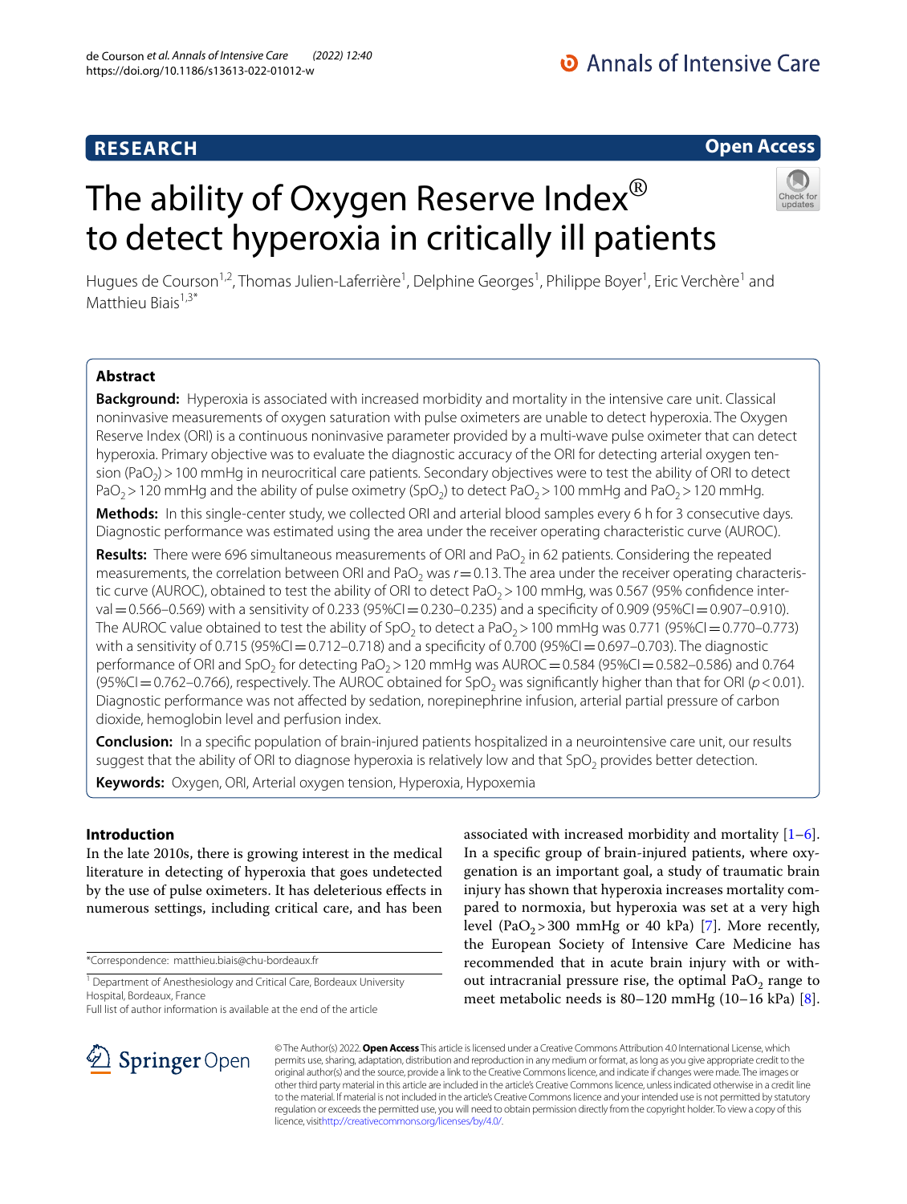RESEARCH

Open Access

# The ability of Oxygen Reserve Index® to detect hyperoxia in critically ill patients

Hugues de Courson[1,2], Thomas Julien-Laferrière[1], Delphine Georges[1], Philippe Boyer[1], Eric Verchère[1] and Matthieu Biais[1,3*]

## Abstract

**Background:** Hyperoxia is associated with increased morbidity and mortality in the intensive care unit. Classical noninvasive measurements of oxygen saturation with pulse oximeters are unable to detect hyperoxia. The Oxygen Reserve Index (ORI) is a continuous noninvasive parameter provided by a multi-wave pulse oximeter that can detect hyperoxia. Primary objective was to evaluate the diagnostic accuracy of the ORI for detecting arterial oxygen tension ($PaO_2$) > 100 mmHg in neurocritical care patients. Secondary objectives were to test the ability of ORI to detect $PaO_2$ > 120 mmHg and the ability of pulse oximetry ($SpO_2$) to detect $PaO_2$ > 100 mmHg and $PaO_2$ > 120 mmHg.

**Methods:** In this single-center study, we collected ORI and arterial blood samples every 6 h for 3 consecutive days. Diagnostic performance was estimated using the area under the receiver operating characteristic curve (AUROC).

**Results:** There were 696 simultaneous measurements of ORI and $PaO_2$ in 62 patients. Considering the repeated measurements, the correlation between ORI and $PaO_2$ was $r = 0.13$. The area under the receiver operating characteristic curve (AUROC), obtained to test the ability of ORI to detect $PaO_2$ > 100 mmHg, was 0.567 (95% confidence interval = 0.566–0.569) with a sensitivity of 0.233 (95%CI = 0.230–0.235) and a specificity of 0.909 (95%CI = 0.907–0.910). The AUROC value obtained to test the ability of $SpO_2$ to detect a $PaO_2$ > 100 mmHg was 0.771 (95%CI = 0.770–0.773) with a sensitivity of 0.715 (95%CI = 0.712–0.718) and a specificity of 0.700 (95%CI = 0.697–0.703). The diagnostic performance of ORI and $SpO_2$ for detecting $PaO_2$ > 120 mmHg was AUROC = 0.584 (95%CI = 0.582–0.586) and 0.764 (95%CI = 0.762–0.766), respectively. The AUROC obtained for $SpO_2$ was significantly higher than that for ORI ($p < 0.01$). Diagnostic performance was not affected by sedation, norepinephrine infusion, arterial partial pressure of carbon dioxide, hemoglobin level and perfusion index.

**Conclusion:** In a specific population of brain-injured patients hospitalized in a neurointensive care unit, our results suggest that the ability of ORI to diagnose hyperoxia is relatively low and that $SpO_2$ provides better detection.

**Keywords:** Oxygen, ORI, Arterial oxygen tension, Hyperoxia, Hypoxemia

## Introduction

In the late 2010s, there is growing interest in the medical literature in detecting of hyperoxia that goes undetected by the use of pulse oximeters. It has deleterious effects in numerous settings, including critical care, and has been associated with increased morbidity and mortality [1–6]. In a specific group of brain-injured patients, where oxygenation is an important goal, a study of traumatic brain injury has shown that hyperoxia increases mortality compared to normoxia, but hyperoxia was set at a very high level ($PaO_2$ > 300 mmHg or 40 kPa) [7]. More recently, the European Society of Intensive Care Medicine has recommended that in acute brain injury with or without intracranial pressure rise, the optimal $PaO_2$ range to meet metabolic needs is 80–120 mmHg (10–16 kPa) [8].

*Correspondence: matthieu.biais@chu-bordeaux.fr

[1] Department of Anesthesiology and Critical Care, Bordeaux University Hospital, Bordeaux, France

Full list of author information is available at the end of the article

© The Author(s) 2022. **Open Access** This article is licensed under a Creative Commons Attribution 4.0 International License, which permits use, sharing, adaptation, distribution and reproduction in any medium or format, as long as you give appropriate credit to the original author(s) and the source, provide a link to the Creative Commons licence, and indicate if changes were made. The images or other third party material in this article are included in the article's Creative Commons licence, unless indicated otherwise in a credit line to the material. If material is not included in the article's Creative Commons licence and your intended use is not permitted by statutory regulation or exceeds the permitted use, you will need to obtain permission directly from the copyright holder. To view a copy of this licence, visit http://creativecommons.org/licenses/by/4.0/.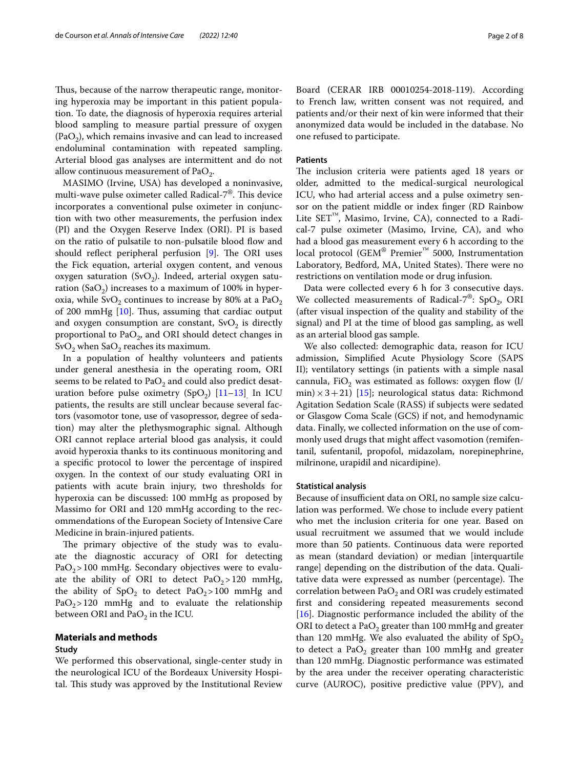Thus, because of the narrow therapeutic range, monitoring hyperoxia may be important in this patient population. To date, the diagnosis of hyperoxia requires arterial blood sampling to measure partial pressure of oxygen ($PaO_2$), which remains invasive and can lead to increased endoluminal contamination with repeated sampling. Arterial blood gas analyses are intermittent and do not allow continuous measurement of $PaO_2$.

MASIMO (Irvine, USA) has developed a noninvasive, multi-wave pulse oximeter called Radical-7®. This device incorporates a conventional pulse oximeter in conjunction with two other measurements, the perfusion index (PI) and the Oxygen Reserve Index (ORI). PI is based on the ratio of pulsatile to non-pulsatile blood flow and should reflect peripheral perfusion [9]. The ORI uses the Fick equation, arterial oxygen content, and venous oxygen saturation ($SvO_2$). Indeed, arterial oxygen saturation ($SaO_2$) increases to a maximum of 100% in hyperoxia, while $SvO_2$ continues to increase by 80% at a $PaO_2$ of 200 mmHg [10]. Thus, assuming that cardiac output and oxygen consumption are constant, $SvO_2$ is directly proportional to $PaO_2$, and ORI should detect changes in $SvO_2$ when $SaO_2$ reaches its maximum.

In a population of healthy volunteers and patients under general anesthesia in the operating room, ORI seems to be related to $PaO_2$ and could also predict desaturation before pulse oximetry ($SpO_2$) [11–13]. In ICU patients, the results are still unclear because several factors (vasomotor tone, use of vasopressor, degree of sedation) may alter the plethysmographic signal. Although ORI cannot replace arterial blood gas analysis, it could avoid hyperoxia thanks to its continuous monitoring and a specific protocol to lower the percentage of inspired oxygen. In the context of our study evaluating ORI in patients with acute brain injury, two thresholds for hyperoxia can be discussed: 100 mmHg as proposed by Massimo for ORI and 120 mmHg according to the recommendations of the European Society of Intensive Care Medicine in brain-injured patients.

The primary objective of the study was to evaluate the diagnostic accuracy of ORI for detecting $PaO_2 > 100$ mmHg. Secondary objectives were to evaluate the ability of ORI to detect $PaO_2 > 120$ mmHg, the ability of $SpO_2$ to detect $PaO_2 > 100$ mmHg and $PaO_2 > 120$ mmHg and to evaluate the relationship between ORI and $PaO_2$ in the ICU.

## Materials and methods

### Study

We performed this observational, single-center study in the neurological ICU of the Bordeaux University Hospital. This study was approved by the Institutional Review Board (CERAR IRB 00010254-2018-119). According to French law, written consent was not required, and patients and/or their next of kin were informed that their anonymized data would be included in the database. No one refused to participate.

### Patients

The inclusion criteria were patients aged 18 years or older, admitted to the medical-surgical neurological ICU, who had arterial access and a pulse oximetry sensor on the patient middle or index finger (RD Rainbow Lite SET™, Masimo, Irvine, CA), connected to a Radical-7 pulse oximeter (Masimo, Irvine, CA), and who had a blood gas measurement every 6 h according to the local protocol (GEM® Premier™ 5000, Instrumentation Laboratory, Bedford, MA, United States). There were no restrictions on ventilation mode or drug infusion.

Data were collected every 6 h for 3 consecutive days. We collected measurements of Radical-7®: $SpO_2$, ORI (after visual inspection of the quality and stability of the signal) and PI at the time of blood gas sampling, as well as an arterial blood gas sample.

We also collected: demographic data, reason for ICU admission, Simplified Acute Physiology Score (SAPS II); ventilatory settings (in patients with a simple nasal cannula, $FiO_2$ was estimated as follows: oxygen flow (l/min) $\times 3 + 21$) [15]; neurological status data: Richmond Agitation Sedation Scale (RASS) if subjects were sedated or Glasgow Coma Scale (GCS) if not, and hemodynamic data. Finally, we collected information on the use of commonly used drugs that might affect vasomotion (remifentanil, sufentanil, propofol, midazolam, norepinephrine, milrinone, urapidil and nicardipine).

### Statistical analysis

Because of insufficient data on ORI, no sample size calculation was performed. We chose to include every patient who met the inclusion criteria for one year. Based on usual recruitment we assumed that we would include more than 50 patients. Continuous data were reported as mean (standard deviation) or median [interquartile range] depending on the distribution of the data. Qualitative data were expressed as number (percentage). The correlation between $PaO_2$ and ORI was crudely estimated first and considering repeated measurements second [16]. Diagnostic performance included the ability of the ORI to detect a $PaO_2$ greater than 100 mmHg and greater than 120 mmHg. We also evaluated the ability of $SpO_2$ to detect a $PaO_2$ greater than 100 mmHg and greater than 120 mmHg. Diagnostic performance was estimated by the area under the receiver operating characteristic curve (AUROC), positive predictive value (PPV), and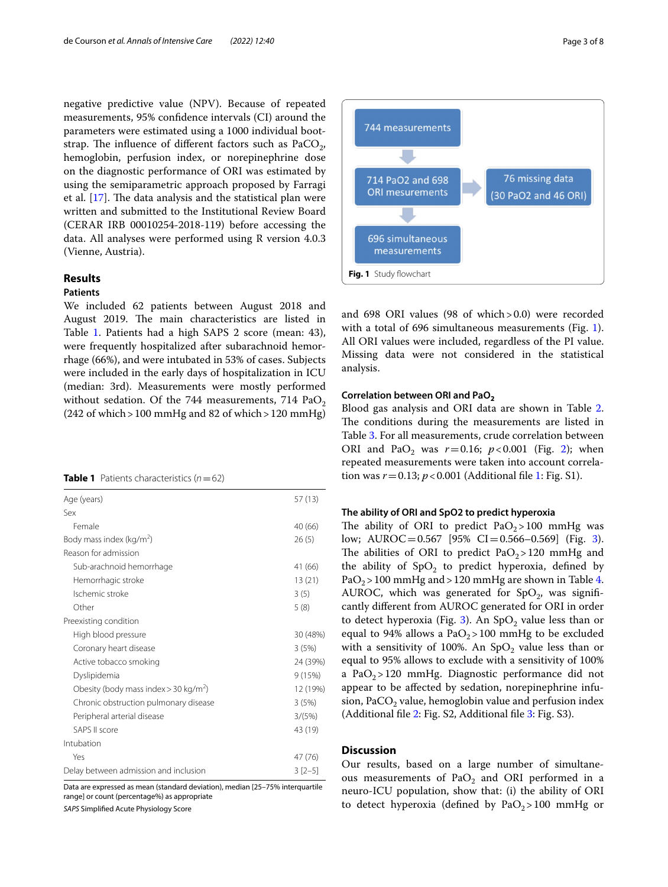negative predictive value (NPV). Because of repeated measurements, 95% confidence intervals (CI) around the parameters were estimated using a 1000 individual bootstrap. The influence of different factors such as $PaCO_2$, hemoglobin, perfusion index, or norepinephrine dose on the diagnostic performance of ORI was estimated by using the semiparametric approach proposed by Farragi et al. [17]. The data analysis and the statistical plan were written and submitted to the Institutional Review Board (CERAR IRB 00010254-2018-119) before accessing the data. All analyses were performed using R version 4.0.3 (Vienne, Austria).

## Results

### Patients

We included 62 patients between August 2018 and August 2019. The main characteristics are listed in Table 1. Patients had a high SAPS 2 score (mean: 43), were frequently hospitalized after subarachnoid hemorrhage (66%), and were intubated in 53% of cases. Subjects were included in the early days of hospitalization in ICU (median: 3rd). Measurements were mostly performed without sedation. Of the 744 measurements, 714 $PaO_2$ (242 of which > 100 mmHg and 82 of which > 120 mmHg) and 698 ORI values (98 of which > 0.0) were recorded with a total of 696 simultaneous measurements (Fig. 1). All ORI values were included, regardless of the PI value. Missing data were not considered in the statistical analysis.

**Table 1** Patients characteristics ($n = 62$)

| | |
|---|---|
| Age (years) | 57 (13) |
| Sex | |
| Female | 40 (66) |
| Body mass index (kg/m$^2$) | 26 (5) |
| Reason for admission | |
| Sub-arachnoid hemorrhage | 41 (66) |
| Hemorrhagic stroke | 13 (21) |
| Ischemic stroke | 3 (5) |
| Other | 5 (8) |
| Preexisting condition | |
| High blood pressure | 30 (48%) |
| Coronary heart disease | 3 (5%) |
| Active tobacco smoking | 24 (39%) |
| Dyslipidemia | 9 (15%) |
| Obesity (body mass index > 30 kg/m$^2$) | 12 (19%) |
| Chronic obstruction pulmonary disease | 3 (5%) |
| Peripheral arterial disease | 3/(5%) |
| SAPS II score | 43 (19) |
| Intubation | |
| Yes | 47 (76) |
| Delay between admission and inclusion | 3 [2–5] |

Data are expressed as mean (standard deviation), median [25–75% interquartile range] or count (percentage%) as appropriate

*SAPS* Simplified Acute Physiology Score

744 measurements → 714 PaO2 and 698 ORI mesurements → 76 missing data (30 PaO2 and 46 ORI) → 696 simultaneous measurements

**Fig. 1** Study flowchart

### Correlation between ORI and $PaO_2$

Blood gas analysis and ORI data are shown in Table 2. The conditions during the measurements are listed in Table 3. For all measurements, crude correlation between ORI and $PaO_2$ was $r = 0.16$; $p < 0.001$ (Fig. 2); when repeated measurements were taken into account correlation was $r = 0.13$; $p < 0.001$ (Additional file 1: Fig. S1).

### The ability of ORI and SpO2 to predict hyperoxia

The ability of ORI to predict $PaO_2 > 100$ mmHg was low; AUROC = 0.567 [95% CI = 0.566–0.569] (Fig. 3). The abilities of ORI to predict $PaO_2 > 120$ mmHg and the ability of $SpO_2$ to predict hyperoxia, defined by $PaO_2 > 100$ mmHg and > 120 mmHg are shown in Table 4. AUROC, which was generated for $SpO_2$, was significantly different from AUROC generated for ORI in order to detect hyperoxia (Fig. 3). An $SpO_2$ value less than or equal to 94% allows a $PaO_2 > 100$ mmHg to be excluded with a sensitivity of 100%. An $SpO_2$ value less than or equal to 95% allows to exclude with a sensitivity of 100% a $PaO_2 > 120$ mmHg. Diagnostic performance did not appear to be affected by sedation, norepinephrine infusion, $PaCO_2$ value, hemoglobin value and perfusion index (Additional file 2: Fig. S2, Additional file 3: Fig. S3).

## Discussion

Our results, based on a large number of simultaneous measurements of $PaO_2$ and ORI performed in a neuro-ICU population, show that: (i) the ability of ORI to detect hyperoxia (defined by $PaO_2 > 100$ mmHg or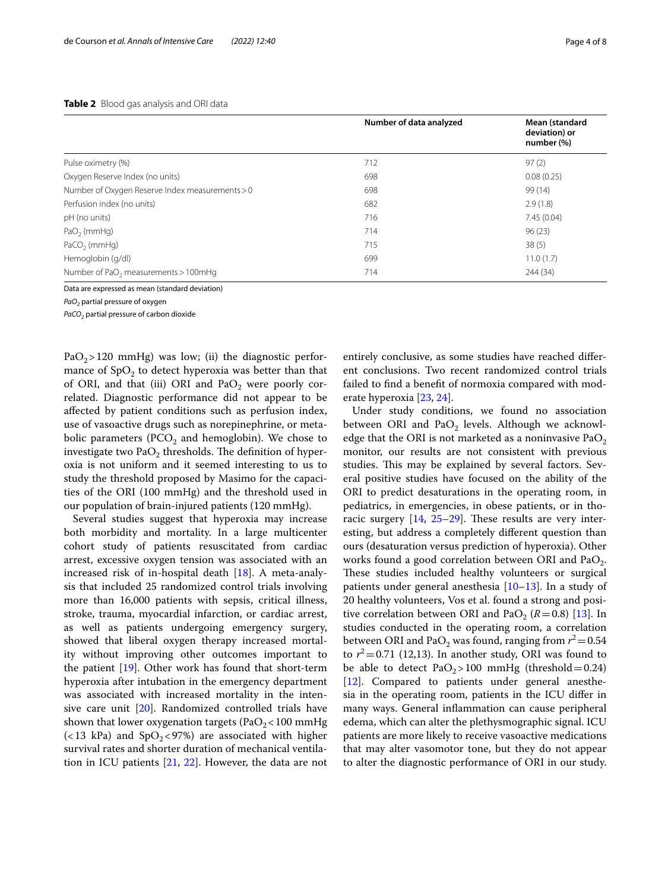**Table 2** Blood gas analysis and ORI data

| | Number of data analyzed | Mean (standard deviation) or number (%) |
|---|---|---|
| Pulse oximetry (%) | 712 | 97 (2) |
| Oxygen Reserve Index (no units) | 698 | 0.08 (0.25) |
| Number of Oxygen Reserve Index measurements > 0 | 698 | 99 (14) |
| Perfusion index (no units) | 682 | 2.9 (1.8) |
| pH (no units) | 716 | 7.45 (0.04) |
| $PaO_2$ (mmHg) | 714 | 96 (23) |
| $PaCO_2$ (mmHg) | 715 | 38 (5) |
| Hemoglobin (g/dl) | 699 | 11.0 (1.7) |
| Number of $PaO_2$ measurements > 100mHg | 714 | 244 (34) |

Data are expressed as mean (standard deviation)

*$PaO_2$* partial pressure of oxygen

*$PaCO_2$* partial pressure of carbon dioxide

$PaO_2 > 120$ mmHg) was low; (ii) the diagnostic performance of $SpO_2$ to detect hyperoxia was better than that of ORI, and that (iii) ORI and $PaO_2$ were poorly correlated. Diagnostic performance did not appear to be affected by patient conditions such as perfusion index, use of vasoactive drugs such as norepinephrine, or metabolic parameters ($PCO_2$ and hemoglobin). We chose to investigate two $PaO_2$ thresholds. The definition of hyperoxia is not uniform and it seemed interesting to us to study the threshold proposed by Masimo for the capacities of the ORI (100 mmHg) and the threshold used in our population of brain-injured patients (120 mmHg).

Several studies suggest that hyperoxia may increase both morbidity and mortality. In a large multicenter cohort study of patients resuscitated from cardiac arrest, excessive oxygen tension was associated with an increased risk of in-hospital death [18]. A meta-analysis that included 25 randomized control trials involving more than 16,000 patients with sepsis, critical illness, stroke, trauma, myocardial infarction, or cardiac arrest, as well as patients undergoing emergency surgery, showed that liberal oxygen therapy increased mortality without improving other outcomes important to the patient [19]. Other work has found that short-term hyperoxia after intubation in the emergency department was associated with increased mortality in the intensive care unit [20]. Randomized controlled trials have shown that lower oxygenation targets ($PaO_2 < 100$ mmHg ($< 13$ kPa) and $SpO_2 < 97\%$) are associated with higher survival rates and shorter duration of mechanical ventilation in ICU patients [21, 22]. However, the data are not entirely conclusive, as some studies have reached different conclusions. Two recent randomized control trials failed to find a benefit of normoxia compared with moderate hyperoxia [23, 24].

Under study conditions, we found no association between ORI and $PaO_2$ levels. Although we acknowledge that the ORI is not marketed as a noninvasive $PaO_2$ monitor, our results are not consistent with previous studies. This may be explained by several factors. Several positive studies have focused on the ability of the ORI to predict desaturations in the operating room, in pediatrics, in emergencies, in obese patients, or in thoracic surgery [14, 25–29]. These results are very interesting, but address a completely different question than ours (desaturation versus prediction of hyperoxia). Other works found a good correlation between ORI and $PaO_2$. These studies included healthy volunteers or surgical patients under general anesthesia [10–13]. In a study of 20 healthy volunteers, Vos et al. found a strong and positive correlation between ORI and $PaO_2$ ($R = 0.8$) [13]. In studies conducted in the operating room, a correlation between ORI and $PaO_2$ was found, ranging from $r^2 = 0.54$ to $r^2 = 0.71$ (12,13). In another study, ORI was found to be able to detect $PaO_2 > 100$ mmHg (threshold $= 0.24$) [12]. Compared to patients under general anesthesia in the operating room, patients in the ICU differ in many ways. General inflammation can cause peripheral edema, which can alter the plethysmographic signal. ICU patients are more likely to receive vasoactive medications that may alter vasomotor tone, but they do not appear to alter the diagnostic performance of ORI in our study.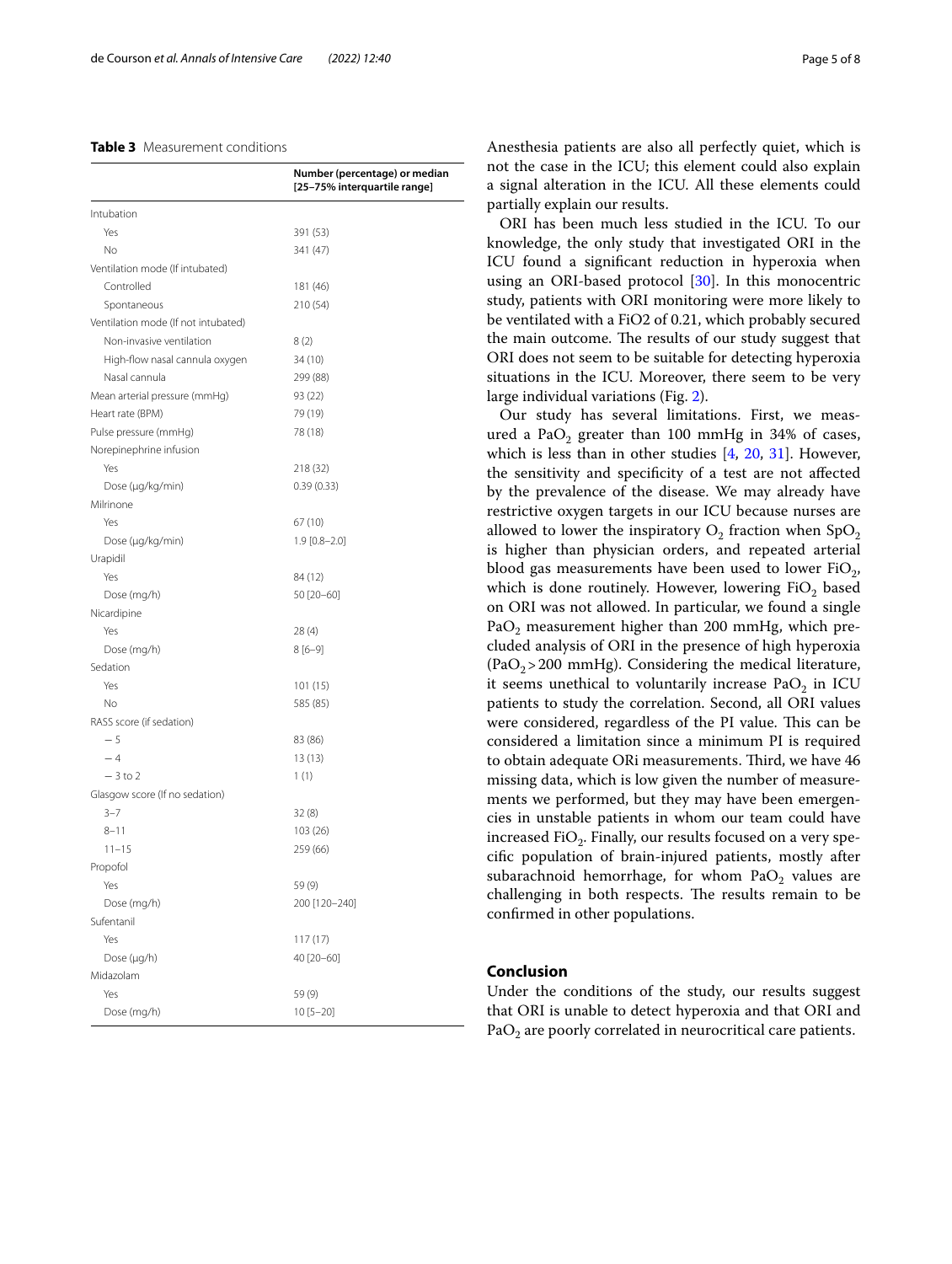**Table 3** Measurement conditions

| | Number (percentage) or median [25–75% interquartile range] |
|---|---|
| Intubation | |
| Yes | 391 (53) |
| No | 341 (47) |
| Ventilation mode (If intubated) | |
| Controlled | 181 (46) |
| Spontaneous | 210 (54) |
| Ventilation mode (If not intubated) | |
| Non-invasive ventilation | 8 (2) |
| High-flow nasal cannula oxygen | 34 (10) |
| Nasal cannula | 299 (88) |
| Mean arterial pressure (mmHg) | 93 (22) |
| Heart rate (BPM) | 79 (19) |
| Pulse pressure (mmHg) | 78 (18) |
| Norepinephrine infusion | |
| Yes | 218 (32) |
| Dose (µg/kg/min) | 0.39 (0.33) |
| Milrinone | |
| Yes | 67 (10) |
| Dose (µg/kg/min) | 1.9 [0.8–2.0] |
| Urapidil | |
| Yes | 84 (12) |
| Dose (mg/h) | 50 [20–60] |
| Nicardipine | |
| Yes | 28 (4) |
| Dose (mg/h) | 8 [6–9] |
| Sedation | |
| Yes | 101 (15) |
| No | 585 (85) |
| RASS score (if sedation) | |
| − 5 | 83 (86) |
| − 4 | 13 (13) |
| − 3 to 2 | 1 (1) |
| Glasgow score (If no sedation) | |
| 3–7 | 32 (8) |
| 8–11 | 103 (26) |
| 11–15 | 259 (66) |
| Propofol | |
| Yes | 59 (9) |
| Dose (mg/h) | 200 [120–240] |
| Sufentanil | |
| Yes | 117 (17) |
| Dose (µg/h) | 40 [20–60] |
| Midazolam | |
| Yes | 59 (9) |
| Dose (mg/h) | 10 [5–20] |

Anesthesia patients are also all perfectly quiet, which is not the case in the ICU; this element could also explain a signal alteration in the ICU. All these elements could partially explain our results.

ORI has been much less studied in the ICU. To our knowledge, the only study that investigated ORI in the ICU found a significant reduction in hyperoxia when using an ORI-based protocol [30]. In this monocentric study, patients with ORI monitoring were more likely to be ventilated with a FiO2 of 0.21, which probably secured the main outcome. The results of our study suggest that ORI does not seem to be suitable for detecting hyperoxia situations in the ICU. Moreover, there seem to be very large individual variations (Fig. 2).

Our study has several limitations. First, we measured a $PaO_2$ greater than 100 mmHg in 34% of cases, which is less than in other studies [4, 20, 31]. However, the sensitivity and specificity of a test are not affected by the prevalence of the disease. We may already have restrictive oxygen targets in our ICU because nurses are allowed to lower the inspiratory $O_2$ fraction when $SpO_2$ is higher than physician orders, and repeated arterial blood gas measurements have been used to lower $FiO_2$, which is done routinely. However, lowering $FiO_2$ based on ORI was not allowed. In particular, we found a single $PaO_2$ measurement higher than 200 mmHg, which precluded analysis of ORI in the presence of high hyperoxia ($PaO_2 > 200$ mmHg). Considering the medical literature, it seems unethical to voluntarily increase $PaO_2$ in ICU patients to study the correlation. Second, all ORI values were considered, regardless of the PI value. This can be considered a limitation since a minimum PI is required to obtain adequate ORi measurements. Third, we have 46 missing data, which is low given the number of measurements we performed, but they may have been emergencies in unstable patients in whom our team could have increased $FiO_2$. Finally, our results focused on a very specific population of brain-injured patients, mostly after subarachnoid hemorrhage, for whom $PaO_2$ values are challenging in both respects. The results remain to be confirmed in other populations.

## Conclusion

Under the conditions of the study, our results suggest that ORI is unable to detect hyperoxia and that ORI and $PaO_2$ are poorly correlated in neurocritical care patients.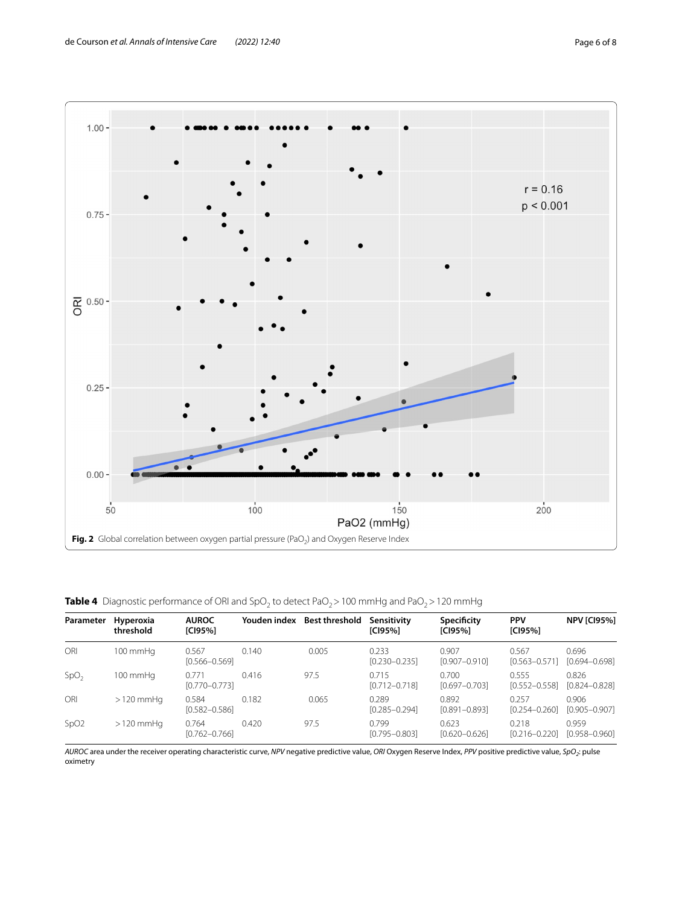**Fig. 2** Global correlation between oxygen partial pressure ($PaO_2$) and Oxygen Reserve Index

**Table 4** Diagnostic performance of ORI and $SpO_2$ to detect $PaO_2 > 100$ mmHg and $PaO_2 > 120$ mmHg

| Parameter | Hyperoxia threshold | AUROC [CI95%] | Youden index | Best threshold | Sensitivity [CI95%] | Specificity [CI95%] | PPV [CI95%] | NPV [CI95%] |
|---|---|---|---|---|---|---|---|---|
| ORI | 100 mmHg | 0.567 [0.566–0.569] | 0.140 | 0.005 | 0.233 [0.230–0.235] | 0.907 [0.907–0.910] | 0.567 [0.563–0.571] | 0.696 [0.694–0.698] |
| $SpO_2$ | 100 mmHg | 0.771 [0.770–0.773] | 0.416 | 97.5 | 0.715 [0.712–0.718] | 0.700 [0.697–0.703] | 0.555 [0.552–0.558] | 0.826 [0.824–0.828] |
| ORI | > 120 mmHg | 0.584 [0.582–0.586] | 0.182 | 0.065 | 0.289 [0.285–0.294] | 0.892 [0.891–0.893] | 0.257 [0.254–0.260] | 0.906 [0.905–0.907] |
| SpO2 | > 120 mmHg | 0.764 [0.762–0.766] | 0.420 | 97.5 | 0.799 [0.795–0.803] | 0.623 [0.620–0.626] | 0.218 [0.216–0.220] | 0.959 [0.958–0.960] |

*AUROC* area under the receiver operating characteristic curve, *NPV* negative predictive value, *ORI* Oxygen Reserve Index, *PPV* positive predictive value, *$SpO_2$*: pulse oximetry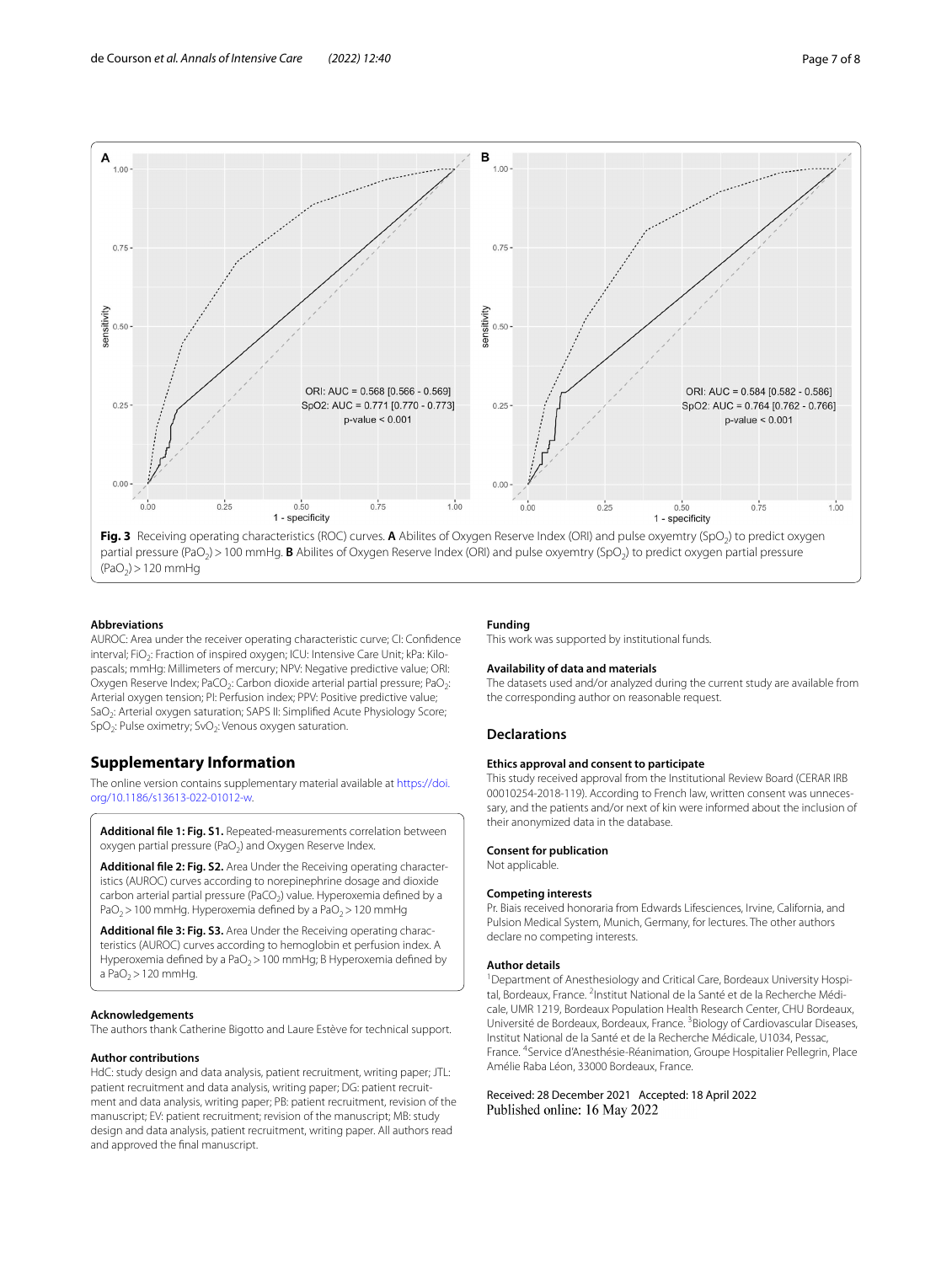Fig. 3 Receiving operating characteristics (ROC) curves. **A** Abilites of Oxygen Reserve Index (ORI) and pulse oxyemtry ($SpO_2$) to predict oxygen partial pressure ($PaO_2$) > 100 mmHg. **B** Abilites of Oxygen Reserve Index (ORI) and pulse oxyemtry ($SpO_2$) to predict oxygen partial pressure ($PaO_2$) > 120 mmHg

#### Abbreviations

AUROC: Area under the receiver operating characteristic curve; CI: Confidence interval; $FiO_2$: Fraction of inspired oxygen; ICU: Intensive Care Unit; kPa: Kilopascals; mmHg: Millimeters of mercury; NPV: Negative predictive value; ORI: Oxygen Reserve Index; $PaCO_2$: Carbon dioxide arterial partial pressure; $PaO_2$: Arterial oxygen tension; PI: Perfusion index; PPV: Positive predictive value; $SaO_2$: Arterial oxygen saturation; SAPS II: Simplified Acute Physiology Score; $SpO_2$: Pulse oximetry; $SvO_2$: Venous oxygen saturation.

## Supplementary Information

The online version contains supplementary material available at https://doi.org/10.1186/s13613-022-01012-w.

**Additional file 1: Fig. S1.** Repeated-measurements correlation between oxygen partial pressure ($PaO_2$) and Oxygen Reserve Index.

**Additional file 2: Fig. S2.** Area Under the Receiving operating characteristics (AUROC) curves according to norepinephrine dosage and dioxide carbon arterial partial pressure ($PaCO_2$) value. Hyperoxemia defined by a $PaO_2$ > 100 mmHg. Hyperoxemia defined by a $PaO_2$ > 120 mmHg

**Additional file 3: Fig. S3.** Area Under the Receiving operating characteristics (AUROC) curves according to hemoglobin et perfusion index. A Hyperoxemia defined by a $PaO_2$ > 100 mmHg; B Hyperoxemia defined by a $PaO_2$ > 120 mmHg.

#### Acknowledgements

The authors thank Catherine Bigotto and Laure Estève for technical support.

#### Author contributions

HdC: study design and data analysis, patient recruitment, writing paper; JTL: patient recruitment and data analysis, writing paper; DG: patient recruitment and data analysis, writing paper; PB: patient recruitment, revision of the manuscript; EV: patient recruitment; revision of the manuscript; MB: study design and data analysis, patient recruitment, writing paper. All authors read and approved the final manuscript.

#### Funding

This work was supported by institutional funds.

#### Availability of data and materials

The datasets used and/or analyzed during the current study are available from the corresponding author on reasonable request.

## Declarations

#### Ethics approval and consent to participate

This study received approval from the Institutional Review Board (CERAR IRB 00010254-2018-119). According to French law, written consent was unnecessary, and the patients and/or next of kin were informed about the inclusion of their anonymized data in the database.

#### Consent for publication

Not applicable.

#### Competing interests

Pr. Biais received honoraria from Edwards Lifesciences, Irvine, California, and Pulsion Medical System, Munich, Germany, for lectures. The other authors declare no competing interests.

#### Author details

[1] Department of Anesthesiology and Critical Care, Bordeaux University Hospital, Bordeaux, France. [2] Institut National de la Santé et de la Recherche Médicale, UMR 1219, Bordeaux Population Health Research Center, CHU Bordeaux, Université de Bordeaux, Bordeaux, France. [3] Biology of Cardiovascular Diseases, Institut National de la Santé et de la Recherche Médicale, U1034, Pessac, France. [4] Service d'Anesthésie-Réanimation, Groupe Hospitalier Pellegrin, Place Amélie Raba Léon, 33000 Bordeaux, France.

Received: 28 December 2021 Accepted: 18 April 2022
Published online: 16 May 2022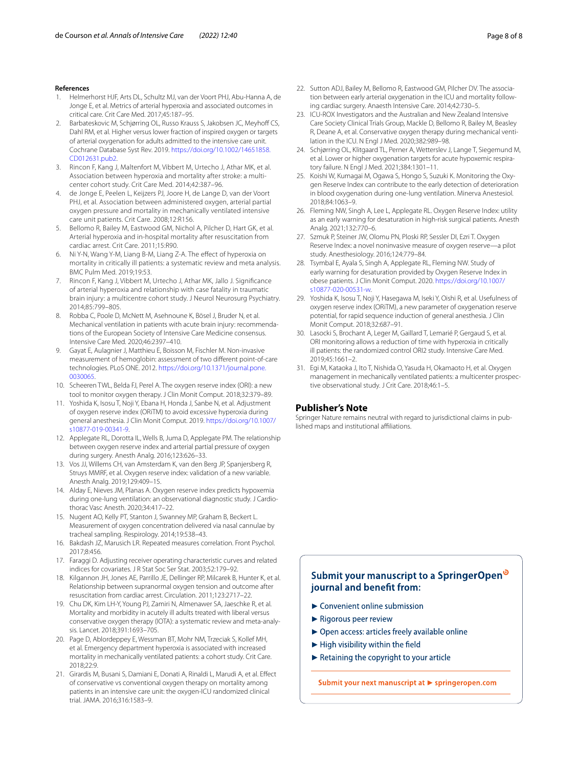## References

1. Helmerhorst HJF, Arts DL, Schultz MJ, van der Voort PHJ, Abu-Hanna A, de Jonge E, et al. Metrics of arterial hyperoxia and associated outcomes in critical care. Crit Care Med. 2017;45:187–95.
2. Barbateskovic M, Schjørring OL, Russo Krauss S, Jakobsen JC, Meyhoff CS, Dahl RM, et al. Higher versus lower fraction of inspired oxygen or targets of arterial oxygenation for adults admitted to the intensive care unit. Cochrane Database Syst Rev. 2019. https://doi.org/10.1002/14651858.CD012631.pub2.
3. Rincon F, Kang J, Maltenfort M, Vibbert M, Urtecho J, Athar MK, et al. Association between hyperoxia and mortality after stroke: a multicenter cohort study. Crit Care Med. 2014;42:387–96.
4. de Jonge E, Peelen L, Keijzers PJ, Joore H, de Lange D, van der Voort PHJ, et al. Association between administered oxygen, arterial partial oxygen pressure and mortality in mechanically ventilated intensive care unit patients. Crit Care. 2008;12:R156.
5. Bellomo R, Bailey M, Eastwood GM, Nichol A, Pilcher D, Hart GK, et al. Arterial hyperoxia and in-hospital mortality after resuscitation from cardiac arrest. Crit Care. 2011;15:R90.
6. Ni Y-N, Wang Y-M, Liang B-M, Liang Z-A. The effect of hyperoxia on mortality in critically ill patients: a systematic review and meta analysis. BMC Pulm Med. 2019;19:53.
7. Rincon F, Kang J, Vibbert M, Urtecho J, Athar MK, Jallo J. Significance of arterial hyperoxia and relationship with case fatality in traumatic brain injury: a multicentre cohort study. J Neurol Neurosurg Psychiatry. 2014;85:799–805.
8. Robba C, Poole D, McNett M, Asehnoune K, Bösel J, Bruder N, et al. Mechanical ventilation in patients with acute brain injury: recommendations of the European Society of Intensive Care Medicine consensus. Intensive Care Med. 2020;46:2397–410.
9. Gayat E, Aulagnier J, Matthieu E, Boisson M, Fischler M. Non-invasive measurement of hemoglobin: assessment of two different point-of-care technologies. PLoS ONE. 2012. https://doi.org/10.1371/journal.pone.0030065.
10. Scheeren TWL, Belda FJ, Perel A. The oxygen reserve index (ORI): a new tool to monitor oxygen therapy. J Clin Monit Comput. 2018;32:379–89.
11. Yoshida K, Isosu T, Noji Y, Ebana H, Honda J, Sanbe N, et al. Adjustment of oxygen reserve index (ORiTM) to avoid excessive hyperoxia during general anesthesia. J Clin Monit Comput. 2019. https://doi.org/10.1007/s10877-019-00341-9.
12. Applegate RL, Dorotta IL, Wells B, Juma D, Applegate PM. The relationship between oxygen reserve index and arterial partial pressure of oxygen during surgery. Anesth Analg. 2016;123:626–33.
13. Vos JJ, Willems CH, van Amsterdam K, van den Berg JP, Spanjersberg R, Struys MMRF, et al. Oxygen reserve index: validation of a new variable. Anesth Analg. 2019;129:409–15.
14. Alday E, Nieves JM, Planas A. Oxygen reserve index predicts hypoxemia during one-lung ventilation: an observational diagnostic study. J Cardiothorac Vasc Anesth. 2020;34:417–22.
15. Nugent AO, Kelly PT, Stanton J, Swanney MP, Graham B, Beckert L. Measurement of oxygen concentration delivered via nasal cannulae by tracheal sampling. Respirology. 2014;19:538–43.
16. Bakdash JZ, Marusich LR. Repeated measures correlation. Front Psychol. 2017;8:456.
17. Faraggi D. Adjusting receiver operating characteristic curves and related indices for covariates. J R Stat Soc Ser Stat. 2003;52:179–92.
18. Kilgannon JH, Jones AE, Parrillo JE, Dellinger RP, Milcarek B, Hunter K, et al. Relationship between supranormal oxygen tension and outcome after resuscitation from cardiac arrest. Circulation. 2011;123:2717–22.
19. Chu DK, Kim LH-Y, Young PJ, Zamiri N, Almenawer SA, Jaeschke R, et al. Mortality and morbidity in acutely ill adults treated with liberal versus conservative oxygen therapy (IOTA): a systematic review and meta-analysis. Lancet. 2018;391:1693–705.
20. Page D, Ablordeppey E, Wessman BT, Mohr NM, Trzeciak S, Kollef MH, et al. Emergency department hyperoxia is associated with increased mortality in mechanically ventilated patients: a cohort study. Crit Care. 2018;22:9.
21. Girardis M, Busani S, Damiani E, Donati A, Rinaldi L, Marudi A, et al. Effect of conservative vs conventional oxygen therapy on mortality among patients in an intensive care unit: the oxygen-ICU randomized clinical trial. JAMA. 2016;316:1583–9.
22. Sutton ADJ, Bailey M, Bellomo R, Eastwood GM, Pilcher DV. The association between early arterial oxygenation in the ICU and mortality following cardiac surgery. Anaesth Intensive Care. 2014;42:730–5.
23. ICU-ROX Investigators and the Australian and New Zealand Intensive Care Society Clinical Trials Group, Mackle D, Bellomo R, Bailey M, Beasley R, Deane A, et al. Conservative oxygen therapy during mechanical ventilation in the ICU. N Engl J Med. 2020;382:989–98.
24. Schjørring OL, Klitgaard TL, Perner A, Wetterslev J, Lange T, Siegemund M, et al. Lower or higher oxygenation targets for acute hypoxemic respiratory failure. N Engl J Med. 2021;384:1301–11.
25. Koishi W, Kumagai M, Ogawa S, Hongo S, Suzuki K. Monitoring the Oxygen Reserve Index can contribute to the early detection of deterioration in blood oxygenation during one-lung ventilation. Minerva Anestesiol. 2018;84:1063–9.
26. Fleming NW, Singh A, Lee L, Applegate RL. Oxygen Reserve Index: utility as an early warning for desaturation in high-risk surgical patients. Anesth Analg. 2021;132:770–6.
27. Szmuk P, Steiner JW, Olomu PN, Ploski RP, Sessler DI, Ezri T. Oxygen Reserve Index: a novel noninvasive measure of oxygen reserve—a pilot study. Anesthesiology. 2016;124:779–84.
28. Tsymbal E, Ayala S, Singh A, Applegate RL, Fleming NW. Study of early warning for desaturation provided by Oxygen Reserve Index in obese patients. J Clin Monit Comput. 2020. https://doi.org/10.1007/s10877-020-00531-w.
29. Yoshida K, Isosu T, Noji Y, Hasegawa M, Iseki Y, Oishi R, et al. Usefulness of oxygen reserve index (ORiTM), a new parameter of oxygenation reserve potential, for rapid sequence induction of general anesthesia. J Clin Monit Comput. 2018;32:687–91.
30. Lasocki S, Brochant A, Leger M, Gaillard T, Lemarié P, Gergaud S, et al. ORI monitoring allows a reduction of time with hyperoxia in critically ill patients: the randomized control ORI2 study. Intensive Care Med. 2019;45:1661–2.
31. Egi M, Kataoka J, Ito T, Nishida O, Yasuda H, Okamaoto H, et al. Oxygen management in mechanically ventilated patients: a multicenter prospective observational study. J Crit Care. 2018;46:1–5.

## Publisher's Note

Springer Nature remains neutral with regard to jurisdictional claims in published maps and institutional affiliations.

**Submit your manuscript to a SpringerOpen journal and benefit from:**

- ► Convenient online submission
- ► Rigorous peer review
- ► Open access: articles freely available online
- ► High visibility within the field
- ► Retaining the copyright to your article

**Submit your next manuscript at ► springeropen.com**